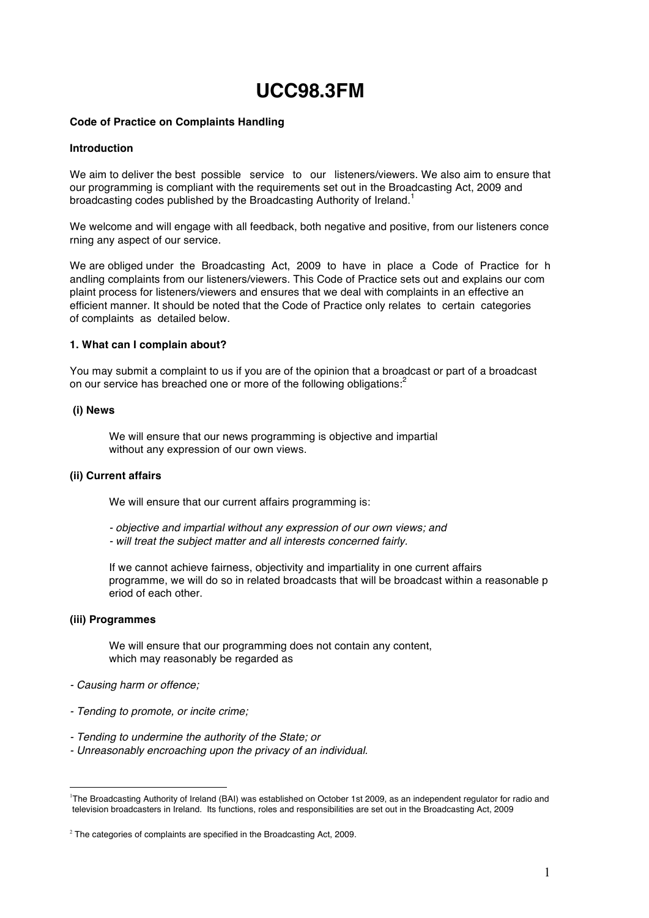# UCC98.3FM

**Code of Practice on Complaints Handling**

**Introduction**

We aim to deliver the best possible service to our listeners/viewers. We also aim to ensure that our programming is compliant with the requirements set out in the Broadcasting Act, 2009 and broadcasting codes published by the Broadcasting Authority of Ireland.[1]

We welcome and will engage with all feedback, both negative and positive, from our listeners concerning any aspect of our service.

We are obliged under the Broadcasting Act, 2009 to have in place a Code of Practice for handling complaints from our listeners/viewers. This Code of Practice sets out and explains our complaint process for listeners/viewers and ensures that we deal with complaints in an effective an efficient manner. It should be noted that the Code of Practice only relates to certain categories of complaints as detailed below.

**1. What can I complain about?**

You may submit a complaint to us if you are of the opinion that a broadcast or part of a broadcast on our service has breached one or more of the following obligations:[2]

**(i) News**

We will ensure that our news programming is objective and impartial without any expression of our own views.

**(ii) Current affairs**

We will ensure that our current affairs programming is:

*- objective and impartial without any expression of our own views; and*
*- will treat the subject matter and all interests concerned fairly.*

If we cannot achieve fairness, objectivity and impartiality in one current affairs programme, we will do so in related broadcasts that will be broadcast within a reasonable period of each other.

**(iii) Programmes**

We will ensure that our programming does not contain any content, which may reasonably be regarded as

*- Causing harm or offence;*

*- Tending to promote, or incite crime;*

*- Tending to undermine the authority of the State; or*
*- Unreasonably encroaching upon the privacy of an individual.*

---

[1] The Broadcasting Authority of Ireland (BAI) was established on October 1st 2009, as an independent regulator for radio and television broadcasters in Ireland. Its functions, roles and responsibilities are set out in the Broadcasting Act, 2009

[2] The categories of complaints are specified in the Broadcasting Act, 2009.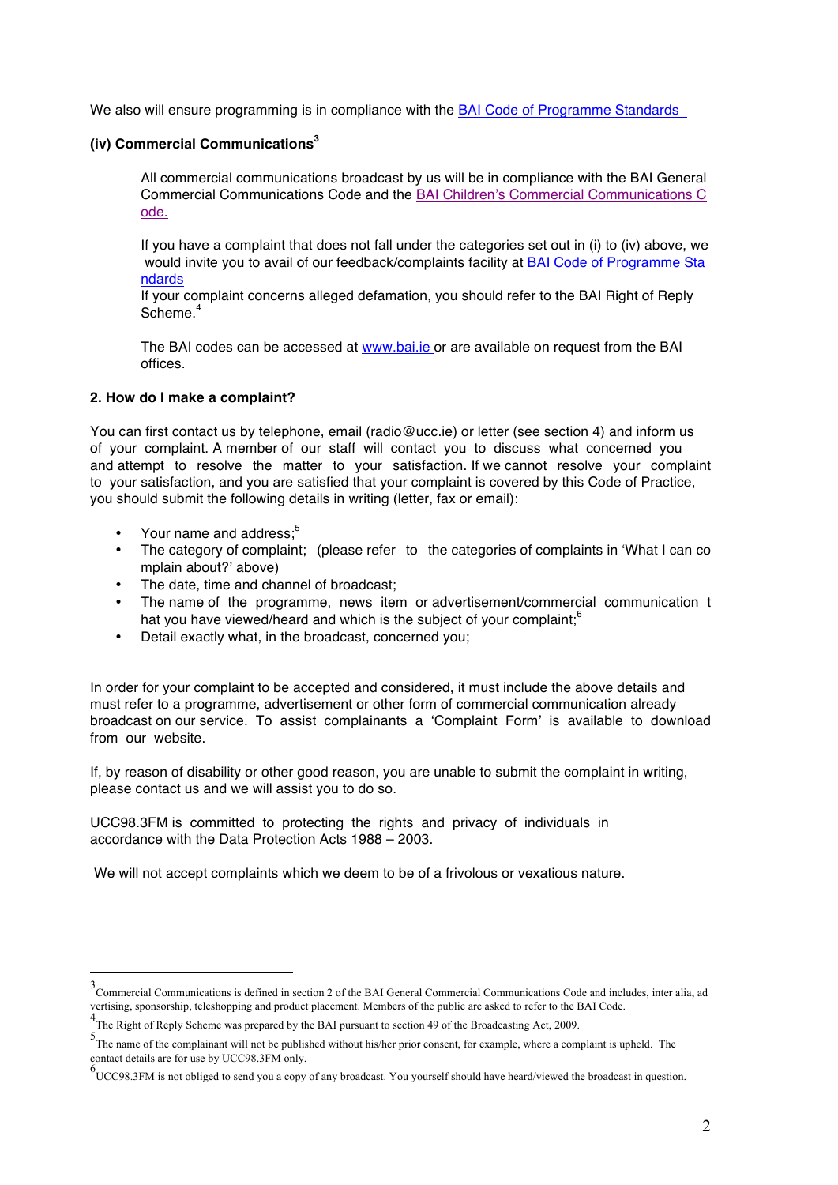We also will ensure programming is in compliance with the BAI Code of Programme Standards

**(iv) Commercial Communications**[3]

All commercial communications broadcast by us will be in compliance with the BAI General Commercial Communications Code and the BAI Children's Commercial Communications Code.

If you have a complaint that does not fall under the categories set out in (i) to (iv) above, we would invite you to avail of our feedback/complaints facility at BAI Code of Programme Standards

If your complaint concerns alleged defamation, you should refer to the BAI Right of Reply Scheme.[4]

The BAI codes can be accessed at www.bai.ie or are available on request from the BAI offices.

**2. How do I make a complaint?**

You can first contact us by telephone, email (radio@ucc.ie) or letter (see section 4) and inform us of your complaint. A member of our staff will contact you to discuss what concerned you and attempt to resolve the matter to your satisfaction. If we cannot resolve your complaint to your satisfaction, and you are satisfied that your complaint is covered by this Code of Practice, you should submit the following details in writing (letter, fax or email):

- Your name and address;[5]
- The category of complaint; (please refer to the categories of complaints in 'What I can complain about?' above)
- The date, time and channel of broadcast;
- The name of the programme, news item or advertisement/commercial communication that you have viewed/heard and which is the subject of your complaint;[6]
- Detail exactly what, in the broadcast, concerned you;

In order for your complaint to be accepted and considered, it must include the above details and must refer to a programme, advertisement or other form of commercial communication already broadcast on our service. To assist complainants a 'Complaint Form' is available to download from our website.

If, by reason of disability or other good reason, you are unable to submit the complaint in writing, please contact us and we will assist you to do so.

UCC98.3FM is committed to protecting the rights and privacy of individuals in accordance with the Data Protection Acts 1988 – 2003.

We will not accept complaints which we deem to be of a frivolous or vexatious nature.

---

[3] Commercial Communications is defined in section 2 of the BAI General Commercial Communications Code and includes, inter alia, advertising, sponsorship, teleshopping and product placement. Members of the public are asked to refer to the BAI Code.

[4] The Right of Reply Scheme was prepared by the BAI pursuant to section 49 of the Broadcasting Act, 2009.

[5] The name of the complainant will not be published without his/her prior consent, for example, where a complaint is upheld. The contact details are for use by UCC98.3FM only.

[6] UCC98.3FM is not obliged to send you a copy of any broadcast. You yourself should have heard/viewed the broadcast in question.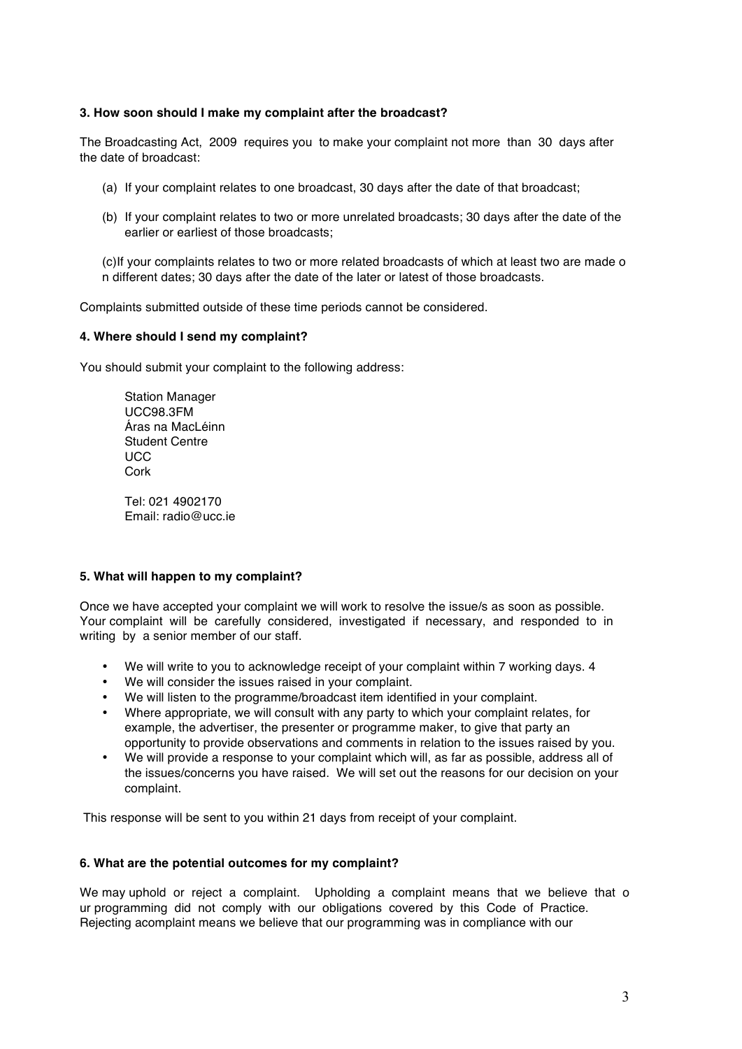**3. How soon should I make my complaint after the broadcast?**

The Broadcasting Act, 2009 requires you to make your complaint not more than 30 days after the date of broadcast:

(a) If your complaint relates to one broadcast, 30 days after the date of that broadcast;

(b) If your complaint relates to two or more unrelated broadcasts; 30 days after the date of the earlier or earliest of those broadcasts;

(c)If your complaints relates to two or more related broadcasts of which at least two are made o n different dates; 30 days after the date of the later or latest of those broadcasts.

Complaints submitted outside of these time periods cannot be considered.

**4. Where should I send my complaint?**

You should submit your complaint to the following address:

Station Manager
UCC98.3FM
Áras na MacLéinn
Student Centre
UCC
Cork

Tel: 021 4902170
Email: radio@ucc.ie

**5. What will happen to my complaint?**

Once we have accepted your complaint we will work to resolve the issue/s as soon as possible. Your complaint will be carefully considered, investigated if necessary, and responded to in writing by a senior member of our staff.

- We will write to you to acknowledge receipt of your complaint within 7 working days. 4
- We will consider the issues raised in your complaint.
- We will listen to the programme/broadcast item identified in your complaint.
- Where appropriate, we will consult with any party to which your complaint relates, for example, the advertiser, the presenter or programme maker, to give that party an opportunity to provide observations and comments in relation to the issues raised by you.
- We will provide a response to your complaint which will, as far as possible, address all of the issues/concerns you have raised. We will set out the reasons for our decision on your complaint.

This response will be sent to you within 21 days from receipt of your complaint.

**6. What are the potential outcomes for my complaint?**

We may uphold or reject a complaint. Upholding a complaint means that we believe that o ur programming did not comply with our obligations covered by this Code of Practice. Rejecting acomplaint means we believe that our programming was in compliance with our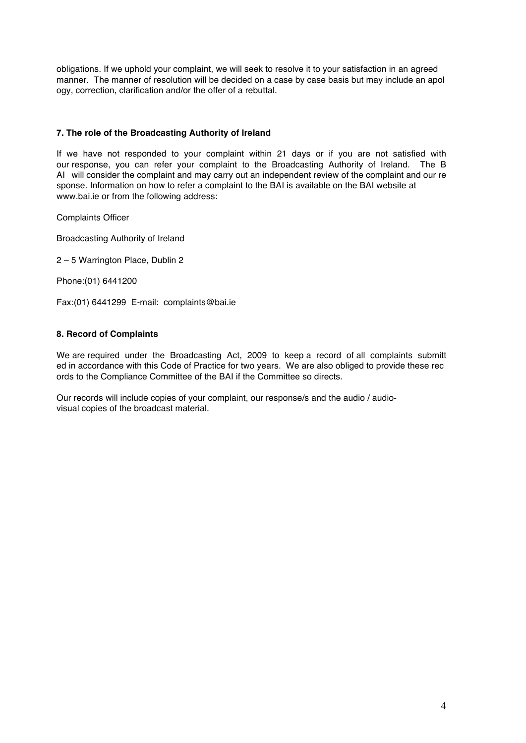obligations. If we uphold your complaint, we will seek to resolve it to your satisfaction in an agreed manner. The manner of resolution will be decided on a case by case basis but may include an apology, correction, clarification and/or the offer of a rebuttal.

**7. The role of the Broadcasting Authority of Ireland**

If we have not responded to your complaint within 21 days or if you are not satisfied with our response, you can refer your complaint to the Broadcasting Authority of Ireland. The BAI will consider the complaint and may carry out an independent review of the complaint and our response. Information on how to refer a complaint to the BAI is available on the BAI website at www.bai.ie or from the following address:

Complaints Officer

Broadcasting Authority of Ireland

2 – 5 Warrington Place, Dublin 2

Phone:(01) 6441200

Fax:(01) 6441299 E-mail: complaints@bai.ie

**8. Record of Complaints**

We are required under the Broadcasting Act, 2009 to keep a record of all complaints submitted in accordance with this Code of Practice for two years. We are also obliged to provide these records to the Compliance Committee of the BAI if the Committee so directs.

Our records will include copies of your complaint, our response/s and the audio / audio-visual copies of the broadcast material.